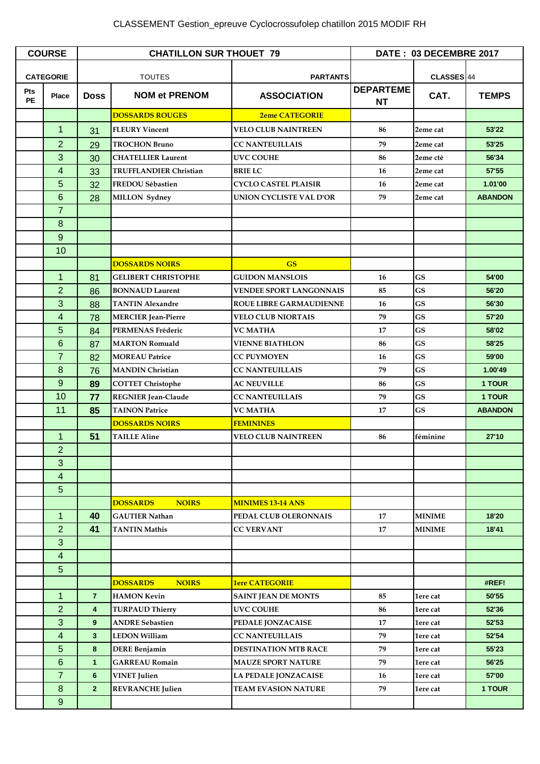# CLASSEMENT Gestion_epreuve Cyclocrossufolep chatillon 2015 MODIF RH

| COURSE | | CHATILLON SUR THOUET 79 | | | DATE : 03 DECEMBRE 2017 | | |
|---|---|---|---|---|---|---|---|
| CATEGORIE | | | TOUTES | PARTANTS | | CLASSES 44 | |
| Pts PE | Place | Doss | NOM et PRENOM | ASSOCIATION | DEPARTEMENT | CAT. | TEMPS |
| | | | DOSSARDS ROUGES | 2eme CATEGORIE | | | |
| | 1 | 31 | FLEURY Vincent | VELO CLUB NAINTREEN | 86 | 2eme cat | 53'22 |
| | 2 | 29 | TROCHON Bruno | CC NANTEUILLAIS | 79 | 2eme cat | 53'25 |
| | 3 | 30 | CHATELLIER Laurent | UVC COUHE | 86 | 2eme cté | 56'34 |
| | 4 | 33 | TRUFFLANDIER Christian | BRIE LC | 16 | 2eme cat | 57'55 |
| | 5 | 32 | FREDOU Sébastien | CYCLO CASTEL PLAISIR | 16 | 2eme cat | 1.01'00 |
| | 6 | 28 | MILLON Sydney | UNION CYCLISTE VAL D'OR | 79 | 2eme cat | ABANDON |
| | 7 | | | | | | |
| | 8 | | | | | | |
| | 9 | | | | | | |
| | 10 | | | | | | |
| | | | DOSSARDS NOIRS | GS | | | |
| | 1 | 81 | GELIBERT CHRISTOPHE | GUIDON MANSLOIS | 16 | GS | 54'00 |
| | 2 | 86 | BONNAUD Laurent | VENDEE SPORT LANGONNAIS | 85 | GS | 56'20 |
| | 3 | 88 | TANTIN Alexandre | ROUE LIBRE GARMAUDIENNE | 16 | GS | 56'30 |
| | 4 | 78 | MERCIER Jean-Pierre | VELO CLUB NIORTAIS | 79 | GS | 57'20 |
| | 5 | 84 | PERMENAS Fréderic | VC MATHA | 17 | GS | 58'02 |
| | 6 | 87 | MARTON Romuald | VIENNE BIATHLON | 86 | GS | 58'25 |
| | 7 | 82 | MOREAU Patrice | CC PUYMOYEN | 16 | GS | 59'00 |
| | 8 | 76 | MANDIN Christian | CC NANTEUILLAIS | 79 | GS | 1.00'49 |
| | 9 | 89 | COTTET Christophe | AC NEUVILLE | 86 | GS | 1 TOUR |
| | 10 | 77 | REGNIER Jean-Claude | CC NANTEUILLAIS | 79 | GS | 1 TOUR |
| | 11 | 85 | TAINON Patrice | VC MATHA | 17 | GS | ABANDON |
| | | | DOSSARDS NOIRS | FEMININES | | | |
| | 1 | 51 | TAILLE Aline | VELO CLUB NAINTREEN | 86 | féminine | 27'10 |
| | 2 | | | | | | |
| | 3 | | | | | | |
| | 4 | | | | | | |
| | 5 | | | | | | |
| | | | DOSSARDS NOIRS | MINIMES 13-14 ANS | | | |
| | 1 | 40 | GAUTIER Nathan | PEDAL CLUB OLERONNAIS | 17 | MINIME | 18'20 |
| | 2 | 41 | TANTIN Mathis | CC VERVANT | 17 | MINIME | 18'41 |
| | 3 | | | | | | |
| | 4 | | | | | | |
| | 5 | | | | | | |
| | | | DOSSARDS NOIRS | 1ere CATEGORIE | | | #REF! |
| | 1 | 7 | HAMON Kevin | SAINT JEAN DE MONTS | 85 | 1ere cat | 50'55 |
| | 2 | 4 | TURPAUD Thierry | UVC COUHE | 86 | 1ere cat | 52'36 |
| | 3 | 9 | ANDRE Sebastien | PEDALE JONZACAISE | 17 | 1ere cat | 52'53 |
| | 4 | 3 | LEDON William | CC NANTEUILLAIS | 79 | 1ere cat | 52'54 |
| | 5 | 8 | DERE Benjamin | DESTINATION MTB RACE | 79 | 1ere cat | 55'23 |
| | 6 | 1 | GARREAU Romain | MAUZE SPORT NATURE | 79 | 1ere cat | 56'25 |
| | 7 | 6 | VINET Julien | LA PEDALE JONZACAISE | 16 | 1ere cat | 57'00 |
| | 8 | 2 | REVRANCHE Julien | TEAM EVASION NATURE | 79 | 1ere cat | 1 TOUR |
| | 9 | | | | | | |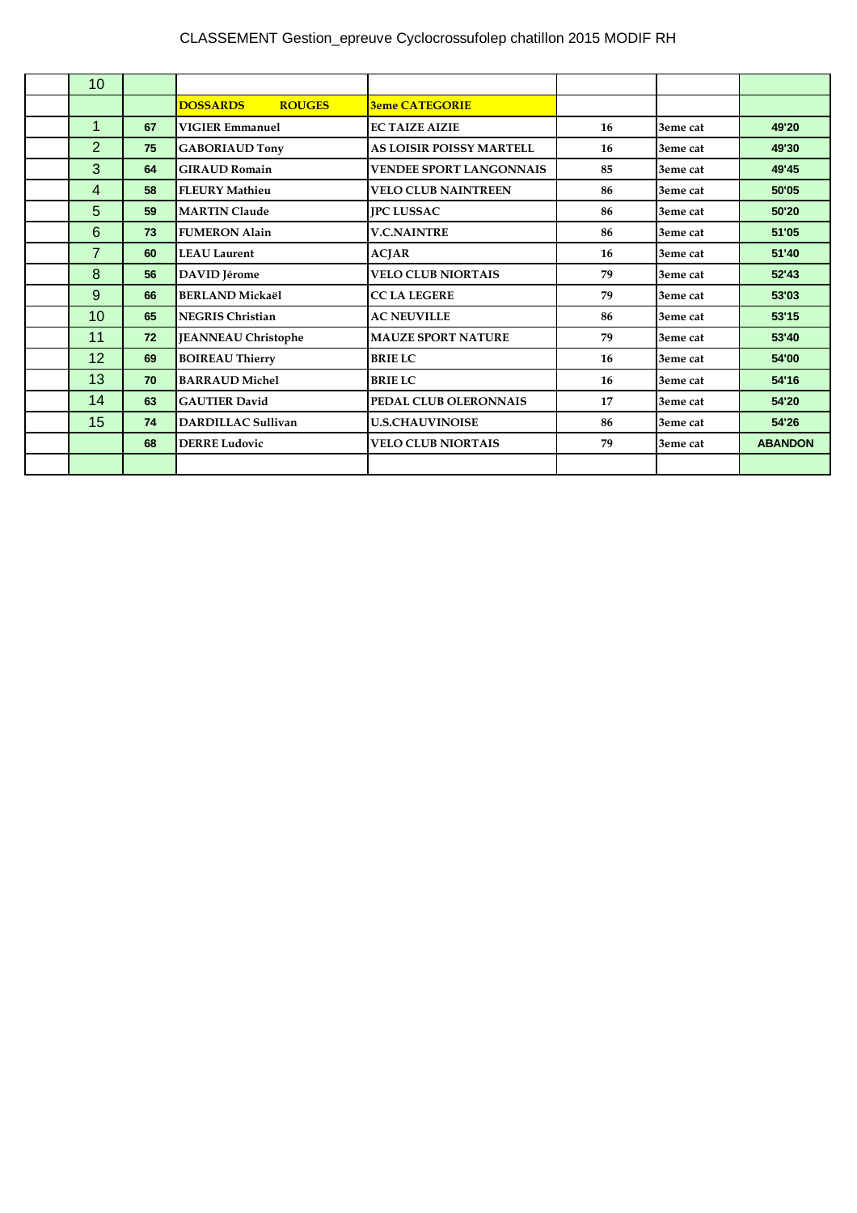| | | | | | | | |
|---|---|---|---|---|---|---|---|
| | 10 | | | | | | |
| | | | **DOSSARDS ROUGES** | **3eme CATEGORIE** | | | |
| | 1 | 67 | VIGIER Emmanuel | EC TAIZE AIZIE | 16 | 3eme cat | 49'20 |
| | 2 | 75 | GABORIAUD Tony | AS LOISIR POISSY MARTELL | 16 | 3eme cat | 49'30 |
| | 3 | 64 | GIRAUD Romain | VENDEE SPORT LANGONNAIS | 85 | 3eme cat | 49'45 |
| | 4 | 58 | FLEURY Mathieu | VELO CLUB NAINTREEN | 86 | 3eme cat | 50'05 |
| | 5 | 59 | MARTIN Claude | JPC LUSSAC | 86 | 3eme cat | 50'20 |
| | 6 | 73 | FUMERON Alain | V.C.NAINTRE | 86 | 3eme cat | 51'05 |
| | 7 | 60 | LEAU Laurent | ACJAR | 16 | 3eme cat | 51'40 |
| | 8 | 56 | DAVID Jérome | VELO CLUB NIORTAIS | 79 | 3eme cat | 52'43 |
| | 9 | 66 | BERLAND Mickaël | CC LA LEGERE | 79 | 3eme cat | 53'03 |
| | 10 | 65 | NEGRIS Christian | AC NEUVILLE | 86 | 3eme cat | 53'15 |
| | 11 | 72 | JEANNEAU Christophe | MAUZE SPORT NATURE | 79 | 3eme cat | 53'40 |
| | 12 | 69 | BOIREAU Thierry | BRIE LC | 16 | 3eme cat | 54'00 |
| | 13 | 70 | BARRAUD Michel | BRIE LC | 16 | 3eme cat | 54'16 |
| | 14 | 63 | GAUTIER David | PEDAL CLUB OLERONNAIS | 17 | 3eme cat | 54'20 |
| | 15 | 74 | DARDILLAC Sullivan | U.S.CHAUVINOISE | 86 | 3eme cat | 54'26 |
| | | 68 | DERRE Ludovic | VELO CLUB NIORTAIS | 79 | 3eme cat | ABANDON |
| | | | | | | | |